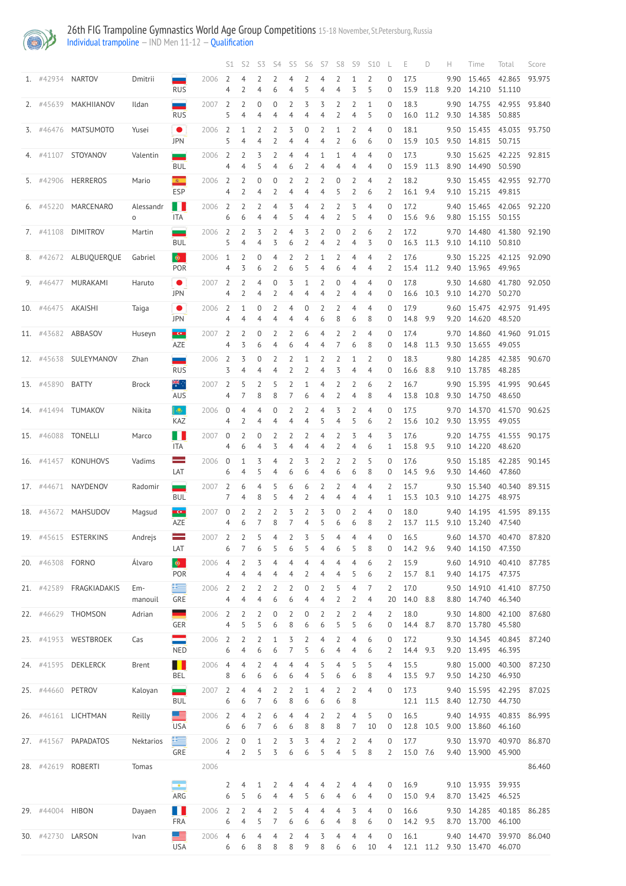# 26th FIG Trampoline Gymnastics World Age Group Competitions

15-18 November, St.Petersburg, Russia

Individual trampoline – IND Men 11-12 – Qualification

| | | | | | | S1 | S2 | S3 | S4 | S5 | S6 | S7 | S8 | S9 | S10 | L | E | D | H | Time | Total | Score |
|---|---|---|---|---|---|---|---|---|---|---|---|---|---|---|---|---|---|---|---|---|---|---|
| 1. | #42934 | NARTOV | Dmitrii | RUS | 2006 | 2 | 4 | 2 | 2 | 4 | 2 | 4 | 2 | 1 | 2 | 0 | 17.5 | | 9.90 | 15.465 | 42.865 | 93.975 |
| | | | | | | 4 | 2 | 4 | 6 | 4 | 5 | 4 | 4 | 3 | 5 | 0 | 15.9 | 11.8 | 9.20 | 14.210 | 51.110 | |
| 2. | #45639 | MAKHIIANOV | Ildan | RUS | 2007 | 2 | 2 | 0 | 0 | 2 | 3 | 3 | 2 | 2 | 1 | 0 | 18.3 | | 9.90 | 14.755 | 42.955 | 93.840 |
| | | | | | | 5 | 4 | 4 | 4 | 4 | 4 | 4 | 2 | 4 | 5 | 0 | 16.0 | 11.2 | 9.30 | 14.385 | 50.885 | |
| 3. | #46476 | MATSUMOTO | Yusei | JPN | 2006 | 2 | 1 | 2 | 2 | 3 | 0 | 2 | 1 | 2 | 4 | 0 | 18.1 | | 9.50 | 15.435 | 43.035 | 93.750 |
| | | | | | | 5 | 4 | 4 | 2 | 4 | 4 | 4 | 2 | 6 | 6 | 0 | 15.9 | 10.5 | 9.50 | 14.815 | 50.715 | |
| 4. | #41107 | STOYANOV | Valentin | BUL | 2006 | 2 | 2 | 3 | 2 | 4 | 4 | 1 | 1 | 4 | 4 | 0 | 17.3 | | 9.30 | 15.625 | 42.225 | 92.815 |
| | | | | | | 4 | 4 | 5 | 4 | 6 | 2 | 4 | 4 | 4 | 4 | 0 | 15.9 | 11.3 | 8.90 | 14.490 | 50.590 | |
| 5. | #42906 | HERREROS | Mario | ESP | 2006 | 2 | 2 | 0 | 0 | 2 | 2 | 2 | 0 | 2 | 4 | 2 | 18.2 | | 9.30 | 15.455 | 42.955 | 92.770 |
| | | | | | | 4 | 2 | 4 | 2 | 4 | 4 | 4 | 5 | 2 | 6 | 2 | 16.1 | 9.4 | 9.10 | 15.215 | 49.815 | |
| 6. | #45220 | MARCENARO | Alessandro | ITA | 2006 | 2 | 2 | 2 | 4 | 3 | 4 | 2 | 2 | 3 | 4 | 0 | 17.2 | | 9.40 | 15.465 | 42.065 | 92.220 |
| | | | | | | 6 | 6 | 4 | 4 | 5 | 4 | 4 | 2 | 5 | 4 | 0 | 15.6 | 9.6 | 9.80 | 15.155 | 50.155 | |
| 7. | #41108 | DIMITROV | Martin | BUL | 2006 | 2 | 2 | 3 | 2 | 4 | 3 | 2 | 0 | 2 | 6 | 2 | 17.2 | | 9.70 | 14.480 | 41.380 | 92.190 |
| | | | | | | 5 | 4 | 4 | 3 | 6 | 2 | 4 | 2 | 4 | 3 | 0 | 16.3 | 11.3 | 9.10 | 14.110 | 50.810 | |
| 8. | #42672 | ALBUQUERQUE | Gabriel | POR | 2006 | 1 | 2 | 0 | 4 | 2 | 2 | 1 | 2 | 4 | 4 | 2 | 17.6 | | 9.30 | 15.225 | 42.125 | 92.090 |
| | | | | | | 4 | 3 | 6 | 2 | 6 | 5 | 4 | 6 | 4 | 4 | 2 | 15.4 | 11.2 | 9.40 | 13.965 | 49.965 | |
| 9. | #46477 | MURAKAMI | Haruto | JPN | 2007 | 2 | 2 | 4 | 0 | 3 | 1 | 2 | 0 | 4 | 4 | 0 | 17.8 | | 9.30 | 14.680 | 41.780 | 92.050 |
| | | | | | | 4 | 2 | 4 | 4 | 4 | 4 | 4 | 2 | 4 | 4 | 0 | 16.6 | 10.3 | 9.10 | 14.270 | 50.270 | |
| 10. | #46475 | AKAISHI | Taiga | JPN | 2006 | 2 | 1 | 0 | 2 | 4 | 0 | 2 | 2 | 4 | 4 | 0 | 17.9 | | 9.60 | 15.475 | 42.975 | 91.495 |
| | | | | | | 4 | 4 | 4 | 4 | 4 | 4 | 6 | 8 | 6 | 8 | 0 | 14.8 | 9.9 | 9.20 | 14.620 | 48.520 | |
| 11. | #43682 | ABBASOV | Huseyn | AZE | 2007 | 2 | 2 | 0 | 2 | 2 | 6 | 4 | 2 | 2 | 4 | 0 | 17.4 | | 9.70 | 14.860 | 41.960 | 91.015 |
| | | | | | | 4 | 3 | 6 | 4 | 6 | 4 | 4 | 7 | 6 | 8 | 0 | 14.8 | 11.3 | 9.30 | 13.655 | 49.055 | |
| 12. | #45638 | SULEYMANOV | Zhan | RUS | 2006 | 2 | 3 | 0 | 2 | 2 | 1 | 2 | 2 | 1 | 2 | 0 | 18.3 | | 9.80 | 14.285 | 42.385 | 90.670 |
| | | | | | | 3 | 4 | 4 | 4 | 2 | 2 | 4 | 3 | 4 | 4 | 0 | 16.6 | 8.8 | 9.10 | 13.785 | 48.285 | |
| 13. | #45890 | BATTY | Brock | AUS | 2007 | 2 | 5 | 2 | 5 | 2 | 1 | 4 | 2 | 2 | 6 | 2 | 16.7 | | 9.90 | 15.395 | 41.995 | 90.645 |
| | | | | | | 4 | 7 | 8 | 8 | 7 | 6 | 4 | 2 | 6 | 8 | 4 | 13.8 | 10.8 | 9.30 | 14.750 | 48.650 | |
| 14. | #41494 | TUMAKOV | Nikita | KAZ | 2006 | 0 | 4 | 4 | 0 | 2 | 2 | 4 | 3 | 2 | 4 | 0 | 17.5 | | 9.70 | 14.370 | 41.570 | 90.625 |
| | | | | | | 4 | 2 | 4 | 4 | 4 | 4 | 5 | 4 | 5 | 6 | 2 | 15.6 | 10.2 | 9.30 | 13.955 | 49.055 | |
| 15. | #46088 | TONELLI | Marco | ITA | 2007 | 0 | 2 | 0 | 2 | 2 | 2 | 4 | 2 | 3 | 4 | 3 | 17.6 | | 9.20 | 14.755 | 41.555 | 90.175 |
| | | | | | | 4 | 6 | 4 | 3 | 4 | 4 | 4 | 2 | 4 | 6 | 1 | 15.8 | 9.5 | 9.10 | 14.220 | 48.620 | |
| 16. | #41457 | KONUHOVS | Vadims | LAT | 2006 | 0 | 1 | 3 | 4 | 2 | 3 | 2 | 2 | 2 | 5 | 0 | 17.6 | | 9.50 | 15.185 | 42.285 | 90.145 |
| | | | | | | 6 | 4 | 5 | 4 | 6 | 6 | 4 | 6 | 6 | 8 | 0 | 14.5 | 9.6 | 9.30 | 14.460 | 47.860 | |
| 17. | #44671 | NAYDENOV | Radomir | BUL | 2007 | 2 | 6 | 4 | 5 | 6 | 6 | 2 | 2 | 4 | 4 | 2 | 15.7 | | 9.30 | 15.340 | 40.340 | 89.315 |
| | | | | | | 7 | 4 | 8 | 5 | 4 | 2 | 4 | 4 | 4 | 4 | 1 | 15.3 | 10.3 | 9.10 | 14.275 | 48.975 | |
| 18. | #43672 | MAHSUDOV | Magsud | AZE | 2007 | 0 | 2 | 2 | 2 | 3 | 2 | 3 | 0 | 2 | 4 | 0 | 18.0 | | 9.40 | 14.195 | 41.595 | 89.135 |
| | | | | | | 4 | 6 | 7 | 8 | 7 | 4 | 5 | 6 | 6 | 8 | 2 | 13.7 | 11.5 | 9.10 | 13.240 | 47.540 | |
| 19. | #45615 | ESTERKINS | Andrejs | LAT | 2007 | 2 | 2 | 5 | 4 | 2 | 3 | 5 | 4 | 4 | 4 | 0 | 16.5 | | 9.60 | 14.370 | 40.470 | 87.820 |
| | | | | | | 6 | 7 | 6 | 5 | 6 | 5 | 4 | 6 | 5 | 8 | 0 | 14.2 | 9.6 | 9.40 | 14.150 | 47.350 | |
| 20. | #46308 | FORNO | Álvaro | POR | 2006 | 4 | 2 | 3 | 4 | 4 | 4 | 4 | 4 | 4 | 6 | 2 | 15.9 | | 9.60 | 14.910 | 40.410 | 87.785 |
| | | | | | | 4 | 4 | 4 | 4 | 4 | 2 | 4 | 4 | 5 | 6 | 2 | 15.7 | 8.1 | 9.40 | 14.175 | 47.375 | |
| 21. | #42589 | FRAGKIADAKIS | Em-manouil | GRE | 2006 | 2 | 2 | 2 | 2 | 2 | 0 | 2 | 5 | 4 | 7 | 2 | 17.0 | | 9.50 | 14.910 | 41.410 | 87.750 |
| | | | | | | 4 | 4 | 4 | 6 | 6 | 4 | 4 | 2 | 2 | 4 | 20 | 14.0 | 8.8 | 8.80 | 14.740 | 46.340 | |
| 22. | #46629 | THOMSON | Adrian | GER | 2006 | 2 | 2 | 2 | 0 | 2 | 0 | 2 | 2 | 2 | 4 | 2 | 18.0 | | 9.30 | 14.800 | 42.100 | 87.680 |
| | | | | | | 4 | 5 | 5 | 6 | 8 | 6 | 6 | 5 | 5 | 6 | 0 | 14.4 | 8.7 | 8.70 | 13.780 | 45.580 | |
| 23. | #41953 | WESTBROEK | Cas | NED | 2006 | 2 | 2 | 2 | 1 | 3 | 2 | 4 | 2 | 4 | 6 | 0 | 17.2 | | 9.30 | 14.345 | 40.845 | 87.240 |
| | | | | | | 6 | 4 | 6 | 6 | 7 | 5 | 6 | 4 | 4 | 6 | 2 | 14.4 | 9.3 | 9.20 | 13.495 | 46.395 | |
| 24. | #41595 | DEKLERCK | Brent | BEL | 2006 | 4 | 4 | 2 | 4 | 4 | 4 | 5 | 4 | 5 | 5 | 4 | 15.5 | | 9.80 | 15.000 | 40.300 | 87.230 |
| | | | | | | 8 | 6 | 6 | 6 | 6 | 4 | 5 | 6 | 6 | 8 | 4 | 13.5 | 9.7 | 9.50 | 14.230 | 46.930 | |
| 25. | #44660 | PETROV | Kaloyan | BUL | 2007 | 2 | 4 | 4 | 2 | 2 | 1 | 4 | 2 | 2 | 4 | 0 | 17.3 | | 9.40 | 15.595 | 42.295 | 87.025 |
| | | | | | | 6 | 6 | 7 | 6 | 8 | 6 | 6 | 6 | 8 | | | 12.1 | 11.5 | 8.40 | 12.730 | 44.730 | |
| 26. | #46161 | LICHTMAN | Reilly | USA | 2006 | 2 | 4 | 2 | 6 | 4 | 4 | 2 | 2 | 4 | 5 | 0 | 16.5 | | 9.40 | 14.935 | 40.835 | 86.995 |
| | | | | | | 6 | 6 | 7 | 6 | 6 | 8 | 8 | 8 | 7 | 10 | 0 | 12.8 | 10.5 | 9.00 | 13.860 | 46.160 | |
| 27. | #41567 | PAPADATOS | Nektarios | GRE | 2006 | 2 | 0 | 1 | 2 | 3 | 3 | 4 | 2 | 2 | 4 | 0 | 17.7 | | 9.30 | 13.970 | 40.970 | 86.870 |
| | | | | | | 4 | 2 | 5 | 3 | 6 | 6 | 5 | 4 | 5 | 8 | 2 | 15.0 | 7.6 | 9.40 | 13.900 | 45.900 | |
| 28. | #42619 | ROBERTI | Tomas | ARG | 2006 | 2 | 4 | 1 | 2 | 4 | 4 | 4 | 2 | 4 | 4 | 0 | 16.9 | | 9.10 | 13.935 | 39.935 | 86.460 |
| | | | | | | 6 | 5 | 6 | 4 | 4 | 5 | 6 | 4 | 6 | 4 | 0 | 15.0 | 9.4 | 8.70 | 13.425 | 46.525 | |
| 29. | #44004 | HIBON | Dayaen | FRA | 2006 | 2 | 2 | 4 | 2 | 5 | 4 | 4 | 4 | 3 | 4 | 0 | 16.6 | | 9.30 | 14.285 | 40.185 | 86.285 |
| | | | | | | 6 | 4 | 5 | 7 | 6 | 6 | 6 | 4 | 8 | 6 | 0 | 14.2 | 9.5 | 8.70 | 13.700 | 46.100 | |
| 30. | #42730 | LARSON | Ivan | USA | 2006 | 4 | 6 | 4 | 4 | 2 | 4 | 3 | 4 | 4 | 4 | 0 | 16.1 | | 9.40 | 14.470 | 39.970 | 86.040 |
| | | | | | | 6 | 6 | 8 | 8 | 8 | 9 | 8 | 6 | 6 | 10 | 4 | 12.1 | 11.2 | 9.30 | 13.470 | 46.070 | |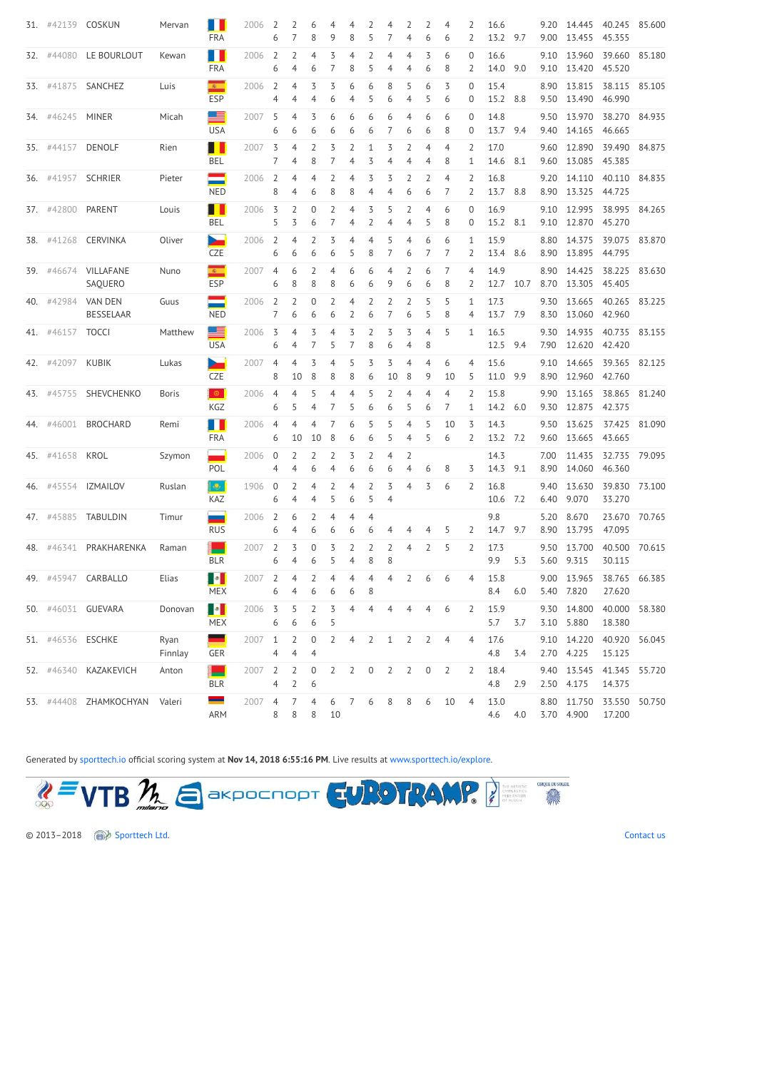| | | | | | | | | | | | | | | | | | | | | | | |
|---|---|---|---|---|---|---|---|---|---|---|---|---|---|---|---|---|---|---|---|---|---|---|
| 31. | #42139 | COSKUN | Mervan | FRA | 2006 | 2 | 2 | 6 | 4 | 4 | 2 | 4 | 2 | 2 | 4 | 2 | 16.6 | | 9.20 | 14.445 | 40.245 | 85.600 |
| | | | | | | 6 | 7 | 8 | 9 | 8 | 5 | 7 | 4 | 6 | 6 | 2 | 13.2 | 9.7 | 9.00 | 13.455 | 45.355 | |
| 32. | #44080 | LE BOURLOUT | Kewan | FRA | 2006 | 2 | 2 | 4 | 3 | 4 | 2 | 4 | 4 | 3 | 6 | 0 | 16.6 | | 9.10 | 13.960 | 39.660 | 85.180 |
| | | | | | | 6 | 4 | 6 | 7 | 8 | 5 | 4 | 4 | 6 | 8 | 2 | 14.0 | 9.0 | 9.10 | 13.420 | 45.520 | |
| 33. | #41875 | SANCHEZ | Luis | ESP | 2006 | 2 | 4 | 3 | 3 | 6 | 6 | 8 | 5 | 6 | 3 | 0 | 15.4 | | 8.90 | 13.815 | 38.115 | 85.105 |
| | | | | | | 4 | 4 | 4 | 6 | 4 | 5 | 6 | 4 | 5 | 6 | 0 | 15.2 | 8.8 | 9.50 | 13.490 | 46.990 | |
| 34. | #46245 | MINER | Micah | USA | 2007 | 5 | 4 | 3 | 6 | 6 | 6 | 6 | 4 | 6 | 6 | 0 | 14.8 | | 9.50 | 13.970 | 38.270 | 84.935 |
| | | | | | | 6 | 6 | 6 | 6 | 6 | 6 | 7 | 6 | 6 | 8 | 0 | 13.7 | 9.4 | 9.40 | 14.165 | 46.665 | |
| 35. | #44157 | DENOLF | Rien | BEL | 2007 | 3 | 4 | 2 | 3 | 2 | 1 | 3 | 2 | 4 | 4 | 2 | 17.0 | | 9.60 | 12.890 | 39.490 | 84.875 |
| | | | | | | 7 | 4 | 8 | 7 | 4 | 3 | 4 | 4 | 4 | 8 | 1 | 14.6 | 8.1 | 9.60 | 13.085 | 45.385 | |
| 36. | #41957 | SCHRIER | Pieter | NED | 2006 | 2 | 4 | 4 | 2 | 4 | 3 | 3 | 2 | 2 | 4 | 2 | 16.8 | | 9.20 | 14.110 | 40.110 | 84.835 |
| | | | | | | 8 | 4 | 6 | 8 | 8 | 4 | 4 | 6 | 6 | 7 | 2 | 13.7 | 8.8 | 8.90 | 13.325 | 44.725 | |
| 37. | #42800 | PARENT | Louis | BEL | 2006 | 3 | 2 | 0 | 2 | 4 | 3 | 5 | 2 | 4 | 6 | 0 | 16.9 | | 9.10 | 12.995 | 38.995 | 84.265 |
| | | | | | | 5 | 3 | 6 | 7 | 4 | 2 | 4 | 4 | 5 | 8 | 0 | 15.2 | 8.1 | 9.10 | 12.870 | 45.270 | |
| 38. | #41268 | CERVINKA | Oliver | CZE | 2006 | 2 | 4 | 2 | 3 | 4 | 4 | 5 | 4 | 6 | 6 | 1 | 15.9 | | 8.80 | 14.375 | 39.075 | 83.870 |
| | | | | | | 6 | 6 | 6 | 6 | 5 | 8 | 7 | 6 | 7 | 7 | 2 | 13.4 | 8.6 | 8.90 | 13.895 | 44.795 | |
| 39. | #46674 | VILLAFANE SAQUERO | Nuno | ESP | 2007 | 4 | 6 | 2 | 4 | 6 | 6 | 4 | 2 | 6 | 7 | 4 | 14.9 | | 8.90 | 14.425 | 38.225 | 83.630 |
| | | | | | | 6 | 8 | 8 | 8 | 6 | 6 | 9 | 6 | 6 | 8 | 2 | 12.7 | 10.7 | 8.70 | 13.305 | 45.405 | |
| 40. | #42984 | VAN DEN BESSELAAR | Guus | NED | 2006 | 2 | 2 | 0 | 2 | 4 | 2 | 2 | 2 | 5 | 5 | 1 | 17.3 | | 9.30 | 13.665 | 40.265 | 83.225 |
| | | | | | | 7 | 6 | 6 | 6 | 2 | 6 | 7 | 6 | 5 | 8 | 4 | 13.7 | 7.9 | 8.30 | 13.060 | 42.960 | |
| 41. | #46157 | TOCCI | Matthew | USA | 2006 | 3 | 4 | 3 | 4 | 3 | 2 | 3 | 3 | 4 | 5 | 1 | 16.5 | | 9.30 | 14.935 | 40.735 | 83.155 |
| | | | | | | 6 | 4 | 7 | 5 | 7 | 8 | 6 | 4 | 8 | | | 12.5 | 9.4 | 7.90 | 12.620 | 42.420 | |
| 42. | #42097 | KUBIK | Lukas | CZE | 2007 | 4 | 4 | 3 | 4 | 5 | 3 | 3 | 4 | 4 | 6 | 4 | 15.6 | | 9.10 | 14.665 | 39.365 | 82.125 |
| | | | | | | 8 | 10 | 8 | 8 | 8 | 6 | 10 | 8 | 9 | 10 | 5 | 11.0 | 9.9 | 8.90 | 12.960 | 42.760 | |
| 43. | #45755 | SHEVCHENKO | Boris | KGZ | 2006 | 4 | 4 | 5 | 4 | 4 | 5 | 2 | 4 | 4 | 4 | 2 | 15.8 | | 9.90 | 13.165 | 38.865 | 81.240 |
| | | | | | | 6 | 5 | 4 | 7 | 5 | 6 | 6 | 5 | 6 | 7 | 1 | 14.2 | 6.0 | 9.30 | 12.875 | 42.375 | |
| 44. | #46001 | BROCHARD | Remi | FRA | 2006 | 4 | 4 | 4 | 7 | 6 | 5 | 5 | 4 | 5 | 10 | 3 | 14.3 | | 9.50 | 13.625 | 37.425 | 81.090 |
| | | | | | | 6 | 10 | 10 | 8 | 6 | 6 | 5 | 4 | 5 | 6 | 2 | 13.2 | 7.2 | 9.60 | 13.665 | 43.665 | |
| 45. | #41658 | KROL | Szymon | POL | 2006 | 0 | 2 | 2 | 2 | 3 | 2 | 4 | 2 | | | | 14.3 | | 7.00 | 11.435 | 32.735 | 79.095 |
| | | | | | | 4 | 4 | 6 | 4 | 6 | 6 | 6 | 4 | 6 | 8 | 3 | 14.3 | 9.1 | 8.90 | 14.060 | 46.360 | |
| 46. | #45554 | IZMAILOV | Ruslan | KAZ | 1906 | 0 | 2 | 4 | 2 | 4 | 2 | 3 | 4 | 3 | 6 | 2 | 16.8 | | 9.40 | 13.630 | 39.830 | 73.100 |
| | | | | | | 6 | 4 | 4 | 5 | 6 | 5 | 4 | | | | | 10.6 | 7.2 | 6.40 | 9.070 | 33.270 | |
| 47. | #45885 | TABULDIN | Timur | RUS | 2006 | 2 | 6 | 2 | 4 | 4 | 4 | | | | | | 9.8 | | 5.20 | 8.670 | 23.670 | 70.765 |
| | | | | | | 6 | 4 | 6 | 6 | 6 | 6 | 4 | 4 | 4 | 5 | 2 | 14.7 | 9.7 | 8.90 | 13.795 | 47.095 | |
| 48. | #46341 | PRAKHARENKA | Raman | BLR | 2007 | 2 | 3 | 0 | 3 | 2 | 2 | 2 | 4 | 2 | 5 | 2 | 17.3 | | 9.50 | 13.700 | 40.500 | 70.615 |
| | | | | | | 6 | 4 | 8 | 5 | 4 | 8 | 8 | | | | | 9.9 | 5.3 | 5.60 | 9.315 | 30.115 | |
| 49. | #45947 | CARBALLO | Elias | MEX | 2007 | 2 | 4 | 2 | 4 | 4 | 4 | 4 | 2 | 6 | 6 | 4 | 15.8 | | 9.00 | 13.965 | 38.765 | 66.385 |
| | | | | | | 6 | 4 | 6 | 6 | 6 | 8 | | | | | | 8.4 | 6.0 | 5.40 | 7.820 | 27.620 | |
| 50. | #46031 | GUEVARA | Donovan | MEX | 2006 | 3 | 5 | 2 | 3 | 4 | 4 | 4 | 4 | 4 | 6 | 2 | 15.9 | | 9.30 | 14.800 | 40.000 | 58.380 |
| | | | | | | 6 | 6 | 6 | 5 | | | | | | | | 5.7 | 3.7 | 3.10 | 5.880 | 18.380 | |
| 51. | #46536 | ESCHKE | Ryan Finnlay | GER | 2007 | 1 | 2 | 0 | 2 | 4 | 2 | 1 | 2 | 2 | 4 | 4 | 17.6 | | 9.10 | 14.220 | 40.920 | 56.045 |
| | | | | | | 4 | 4 | 4 | | | | | | | | | 4.8 | 3.4 | 2.70 | 4.225 | 15.125 | |
| 52. | #46340 | KAZAKEVICH | Anton | BLR | 2007 | 2 | 2 | 0 | 2 | 2 | 0 | 2 | 2 | 0 | 2 | 2 | 18.4 | | 9.40 | 13.545 | 41.345 | 55.720 |
| | | | | | | 4 | 2 | 6 | | | | | | | | | 4.8 | 2.9 | 2.50 | 4.175 | 14.375 | |
| 53. | #44408 | ZHAMKOCHYAN | Valeri | ARM | 2007 | 4 | 7 | 4 | 6 | 7 | 6 | 8 | 8 | 6 | 10 | 4 | 13.0 | | 8.80 | 11.750 | 33.550 | 50.750 |
| | | | | | | 8 | 8 | 8 | 10 | | | | | | | | 4.6 | 4.0 | 3.70 | 4.900 | 17.200 | |

Generated by sporttech.io official scoring system at **Nov 14, 2018 6:55:16 PM**. Live results at www.sporttech.io/explore.

VTB  акроспорт  EUROTRAMP  THE ARTISTIC GYMNASTICS FEDERATION OF RUSSIA  CIRQUE DU SOLEIL

© 2013–2018 Sporttech Ltd.

Contact us